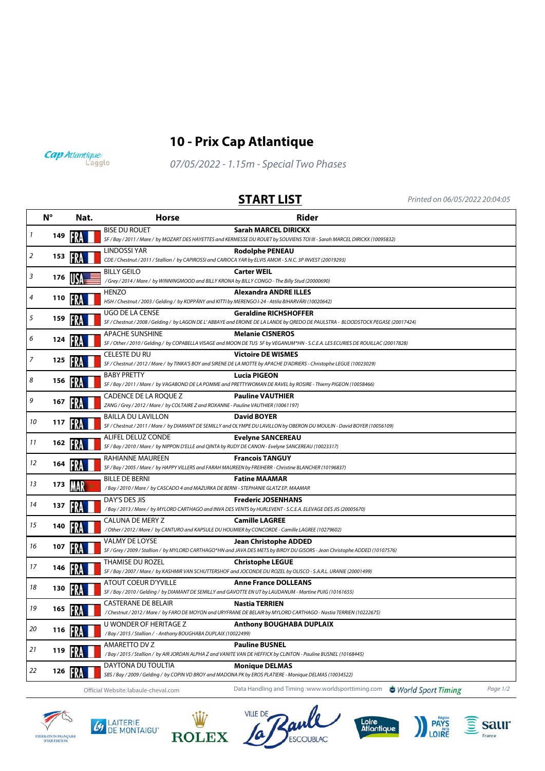# 10 - Prix Cap Atlantique

*07/05/2022 - 1.15m - Special Two Phases*

## START LIST

*Printed on 06/05/2022 20:04:05*

| | N° | Nat. | Horse | Rider |
|---|---|---|---|---|
| 1 | 149 | FRA | BISE DU ROUET<br>*SF / Bay / 2011 / Mare / by MOZART DES HAYETTES and KERMESSE DU ROUET by SOUVIENS TOI III - Sarah MARCEL DIRICKX (10095832)* | **Sarah MARCEL DIRICKX** |
| 2 | 153 | FRA | LINDOSSI YAR<br>*CDE / Chestnut / 2011 / Stallion / by CAPIROSSI and CARIOCA YAR by ELVIS AMOR - S.N.C. 3P INVEST (20019293)* | **Rodolphe PENEAU** |
| 3 | 176 | USA | BILLY GEILO<br>*/ Grey / 2014 / Mare / by WINNINGMOOD and BILLY KRONA by BILLY CONGO - The Billy Stud (20000690)* | **Carter WEIL** |
| 4 | 110 | FRA | HENZO<br>*HSH / Chestnut / 2003 / Gelding / by KOPPÁNY and KITTI by MERENGO I-24 - Attila BIHARVÁRI (10020642)* | **Alexandra ANDRE ILLES** |
| 5 | 159 | FRA | UGO DE LA CENSE<br>*SF / Chestnut / 2008 / Gelding / by LAGON DE L' ABBAYE and EROINE DE LA LANDE by QREDO DE PAULSTRA - BLOODSTOCK PEGASE (20017424)* | **Geraldine RICHSHOFFER** |
| 6 | 124 | FRA | APACHE SUNSHINE<br>*SF / Other / 2010 / Gelding / by COPABELLA VISAGE and MOON DE TUS SF by VEGANUM\*HN - S.C.E.A. LES ECURIES DE ROUILLAC (20017828)* | **Melanie CISNEROS** |
| 7 | 125 | FRA | CELESTE DU RU<br>*SF / Chestnut / 2012 / Mare / by TINKA'S BOY and SIRENE DE LA MOTTE by APACHE D'ADRIERS - Christophe LEGUE (10023029)* | **Victoire DE WISMES** |
| 8 | 156 | FRA | BABY PRETTY<br>*SF / Bay / 2011 / Mare / by VAGABOND DE LA POMME and PRETTYWOMAN DE RAVEL by ROSIRE - Thierry PIGEON (10058466)* | **Lucia PIGEON** |
| 9 | 167 | FRA | CADENCE DE LA ROQUE Z<br>*ZANG / Grey / 2012 / Mare / by COLTAIRE Z and ROXANNE - Pauline VAUTHIER (10061197)* | **Pauline VAUTHIER** |
| 10 | 117 | FRA | BAILLA DU LAVILLON<br>*SF / Chestnut / 2011 / Mare / by DIAMANT DE SEMILLY and OLYMPE DU LAVILLON by OBERON DU MOULIN - David BOYER (10056109)* | **David BOYER** |
| 11 | 162 | FRA | ALIFEL DELUZ CONDE<br>*SF / Bay / 2010 / Mare / by NIPPON D'ELLE and QINTA by RUDY DE CANON - Evelyne SANCEREAU (10023317)* | **Evelyne SANCEREAU** |
| 12 | 164 | FRA | RAHIANNE MAUREEN<br>*SF / Bay / 2005 / Mare / by HAPPY VILLERS and FARAH MAUREEN by FREIHERR - Christine BLANCHER (10196837)* | **Francois TANGUY** |
| 13 | 173 | MAR | BILLE DE BERNI<br>*/ Bay / 2010 / Mare / by CASCADO 4 and MAZURKA DE BERNI - STEPHANIE GLATZ EP. MAAMAR* | **Fatine MAAMAR** |
| 14 | 137 | FRA | DAY'S DES JIS<br>*/ Bay / 2013 / Mare / by MYLORD CARTHAGO and INVA DES VENTS by HURLEVENT - S.C.E.A. ELEVAGE DES JIS (20005670)* | **Frederic JOSENHANS** |
| 15 | 140 | FRA | CALUNA DE MERY Z<br>*/ Other / 2012 / Mare / by CANTURO and KAPSULE DU HOUMIER by CONCORDE - Camille LAGREE (10279602)* | **Camille LAGREE** |
| 16 | 107 | FRA | VALMY DE LOYSE<br>*SF / Grey / 2009 / Stallion / by MYLORD CARTHAGO\*HN and JAVA DES METS by BIRDY DU GISORS - Jean Christophe ADDED (10107576)* | **Jean Christophe ADDED** |
| 17 | 146 | FRA | THAMISE DU ROZEL<br>*SF / Bay / 2007 / Mare / by KASHMIR VAN SCHUTTERSHOF and JOCONDE DU ROZEL by OLISCO - S.A.R.L. URANIE (20001499)* | **Christophe LEGUE** |
| 18 | 130 | FRA | ATOUT COEUR D'YVILLE<br>*SF / Bay / 2010 / Gelding / by DIAMANT DE SEMILLY and GAVOTTE EN UT by LAUDANUM - Martine PUIG (10161655)* | **Anne France DOLLEANS** |
| 19 | 165 | FRA | CASTERANE DE BELAIR<br>*/ Chestnut / 2012 / Mare / by FARO DE MOYON and URYFRANE DE BELAIR by MYLORD CARTHAGO - Nastia TERRIEN (10222675)* | **Nastia TERRIEN** |
| 20 | 116 | FRA | U WONDER OF HERITAGE Z<br>*/ Bay / 2015 / Stallion / - Anthony BOUGHABA DUPLAIX (10022499)* | **Anthony BOUGHABA DUPLAIX** |
| 21 | 119 | FRA | AMARETTO DV Z<br>*/ Bay / 2015 / Stallion / by AIR JORDAN ALPHA Z and VANITE VAN DE HEFFICK by CLINTON - Pauline BUSNEL (10168445)* | **Pauline BUSNEL** |
| 22 | 126 | FRA | DAYTONA DU TOULTIA<br>*SBS / Bay / 2009 / Gelding / by COPIN VD BROY and MADONA PK by EROS PLATIERE - Monique DELMAS (10034522)* | **Monique DELMAS** |

Official Website:labaule-cheval.com — Data Handling and Timing :www.worldsporttiming.com — World Sport Timing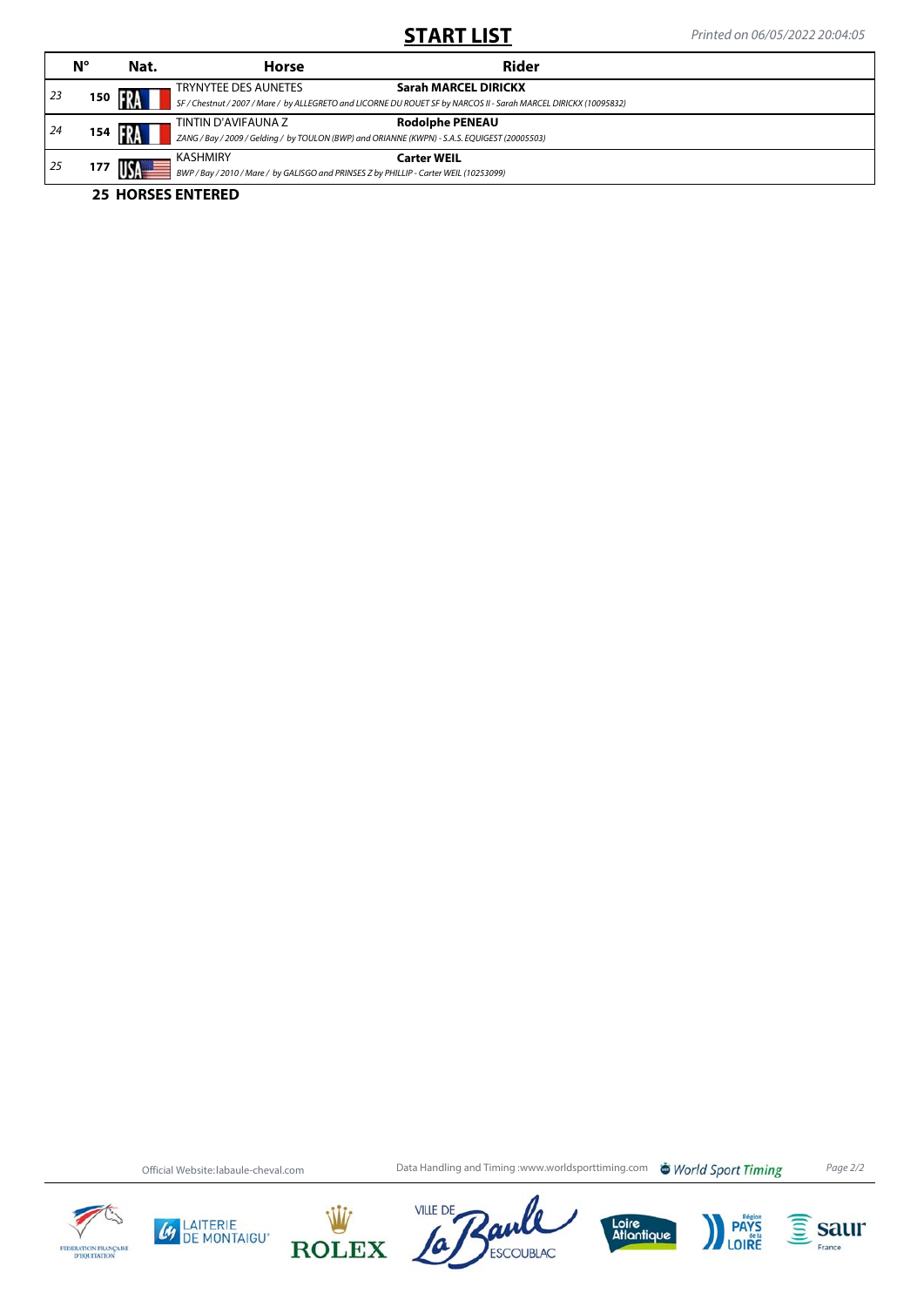## START LIST

| | N° | Nat. | Horse | Rider |
|---|---|---|---|---|
| 23 | 150 | FRA | TRYNYTEE DES AUNETES<br>*SF / Chestnut / 2007 / Mare / by ALLEGRETO and LICORNE DU ROUET SF by NARCOS II - Sarah MARCEL DIRICKX (10095832)* | **Sarah MARCEL DIRICKX** |
| 24 | 154 | FRA | TINTIN D'AVIFAUNA Z<br>*ZANG / Bay / 2009 / Gelding / by TOULON (BWP) and ORIANNE (KWPN) - S.A.S. EQUIGEST (20005503)* | **Rodolphe PENEAU** |
| 25 | 177 | USA | KASHMIRY<br>*BWP / Bay / 2010 / Mare / by GALISGO and PRINSES Z by PHILLIP - Carter WEIL (10253099)* | **Carter WEIL** |

**25 HORSES ENTERED**

Official Website:labaule-cheval.com

Data Handling and Timing :www.worldsporttiming.com World Sport Timing